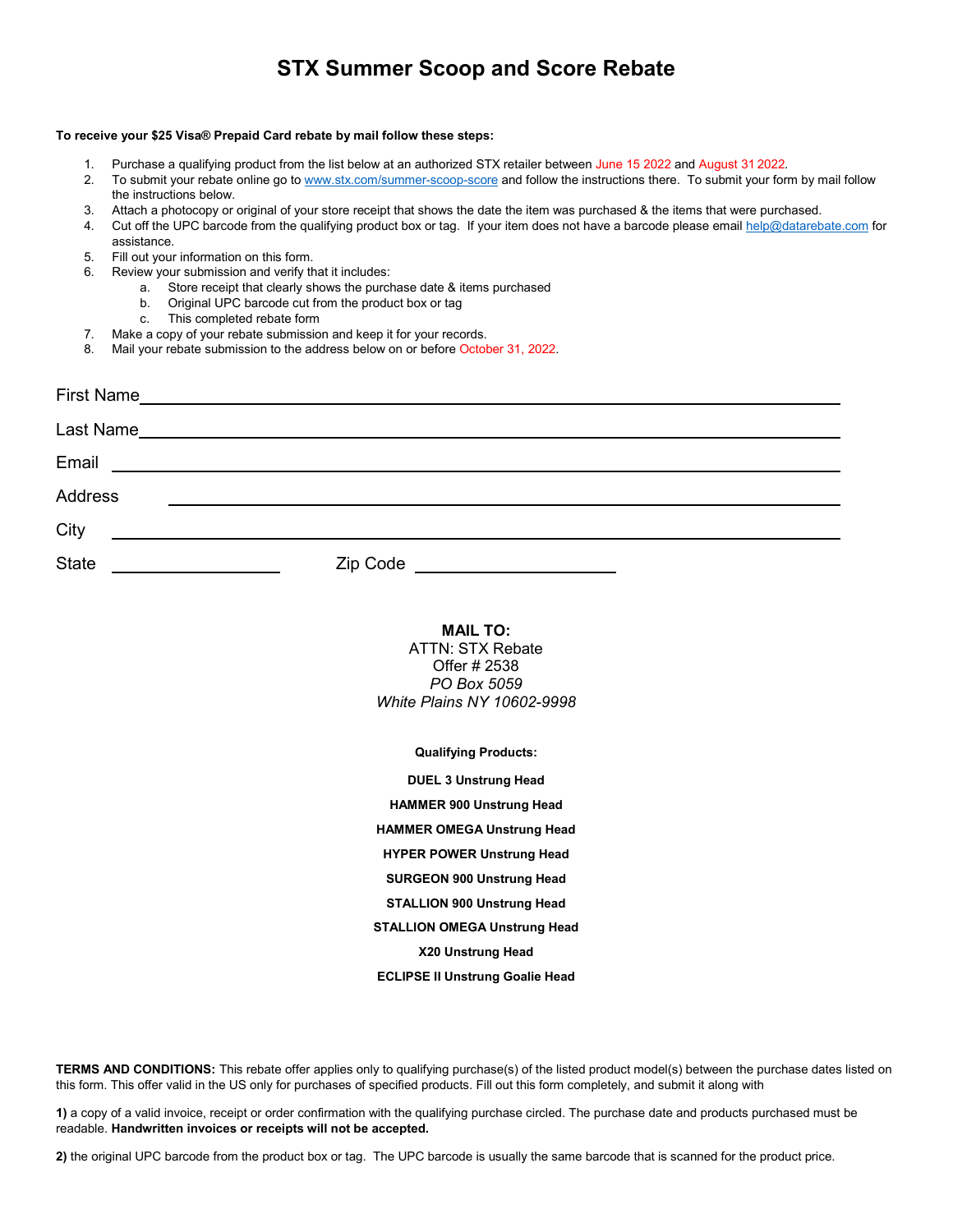# STX Summer Scoop and Score Rebate

**To receive your $25 Visa® Prepaid Card rebate by mail follow these steps:**

1. Purchase a qualifying product from the list below at an authorized STX retailer between June 15 2022 and August 31 2022.
2. To submit your rebate online go to www.stx.com/summer-scoop-score and follow the instructions there. To submit your form by mail follow the instructions below.
3. Attach a photocopy or original of your store receipt that shows the date the item was purchased & the items that were purchased.
4. Cut off the UPC barcode from the qualifying product box or tag. If your item does not have a barcode please email help@datarebate.com for assistance.
5. Fill out your information on this form.
6. Review your submission and verify that it includes:
   a. Store receipt that clearly shows the purchase date & items purchased
   b. Original UPC barcode cut from the product box or tag
   c. This completed rebate form
7. Make a copy of your rebate submission and keep it for your records.
8. Mail your rebate submission to the address below on or before October 31, 2022.

First Name ______________________________

Last Name ______________________________

Email ______________________________

Address ______________________________

City ______________________________

State ______________ Zip Code ______________

**MAIL TO:**
ATTN: STX Rebate
Offer # 2538
*PO Box 5059*
*White Plains NY 10602-9998*

**Qualifying Products:**

**DUEL 3 Unstrung Head**

**HAMMER 900 Unstrung Head**

**HAMMER OMEGA Unstrung Head**

**HYPER POWER Unstrung Head**

**SURGEON 900 Unstrung Head**

**STALLION 900 Unstrung Head**

**STALLION OMEGA Unstrung Head**

**X20 Unstrung Head**

**ECLIPSE II Unstrung Goalie Head**

**TERMS AND CONDITIONS:** This rebate offer applies only to qualifying purchase(s) of the listed product model(s) between the purchase dates listed on this form. This offer valid in the US only for purchases of specified products. Fill out this form completely, and submit it along with

**1)** a copy of a valid invoice, receipt or order confirmation with the qualifying purchase circled. The purchase date and products purchased must be readable. **Handwritten invoices or receipts will not be accepted.**

**2)** the original UPC barcode from the product box or tag. The UPC barcode is usually the same barcode that is scanned for the product price.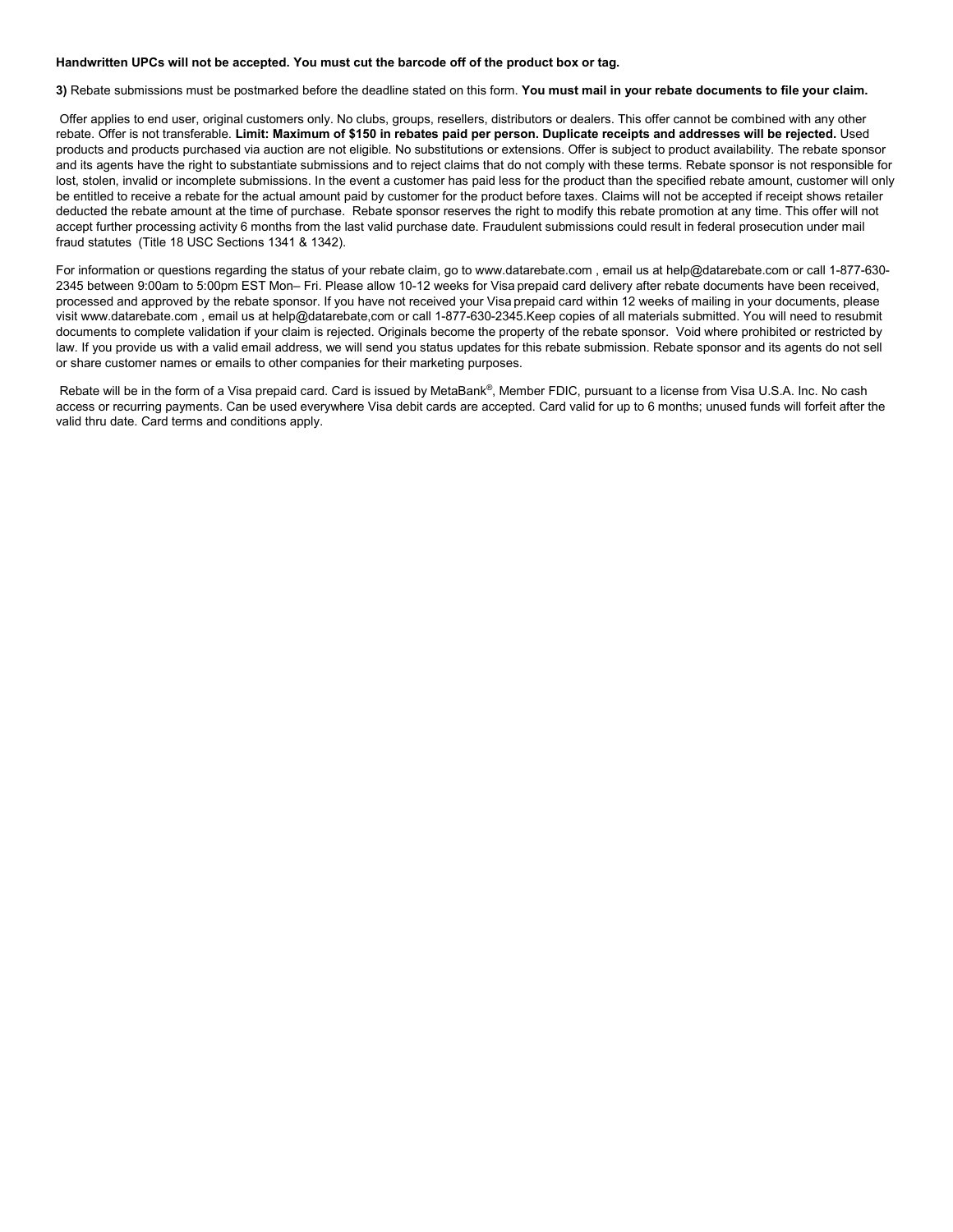**Handwritten UPCs will not be accepted. You must cut the barcode off of the product box or tag.**

**3)** Rebate submissions must be postmarked before the deadline stated on this form. **You must mail in your rebate documents to file your claim.**

Offer applies to end user, original customers only. No clubs, groups, resellers, distributors or dealers. This offer cannot be combined with any other rebate. Offer is not transferable. **Limit: Maximum of $150 in rebates paid per person. Duplicate receipts and addresses will be rejected.** Used products and products purchased via auction are not eligible. No substitutions or extensions. Offer is subject to product availability. The rebate sponsor and its agents have the right to substantiate submissions and to reject claims that do not comply with these terms. Rebate sponsor is not responsible for lost, stolen, invalid or incomplete submissions. In the event a customer has paid less for the product than the specified rebate amount, customer will only be entitled to receive a rebate for the actual amount paid by customer for the product before taxes. Claims will not be accepted if receipt shows retailer deducted the rebate amount at the time of purchase. Rebate sponsor reserves the right to modify this rebate promotion at any time. This offer will not accept further processing activity 6 months from the last valid purchase date. Fraudulent submissions could result in federal prosecution under mail fraud statutes (Title 18 USC Sections 1341 & 1342).

For information or questions regarding the status of your rebate claim, go to www.datarebate.com , email us at help@datarebate.com or call 1-877-630-2345 between 9:00am to 5:00pm EST Mon– Fri. Please allow 10-12 weeks for Visa prepaid card delivery after rebate documents have been received, processed and approved by the rebate sponsor. If you have not received your Visa prepaid card within 12 weeks of mailing in your documents, please visit www.datarebate.com , email us at help@datarebate,com or call 1-877-630-2345.Keep copies of all materials submitted. You will need to resubmit documents to complete validation if your claim is rejected. Originals become the property of the rebate sponsor. Void where prohibited or restricted by law. If you provide us with a valid email address, we will send you status updates for this rebate submission. Rebate sponsor and its agents do not sell or share customer names or emails to other companies for their marketing purposes.

Rebate will be in the form of a Visa prepaid card. Card is issued by MetaBank®, Member FDIC, pursuant to a license from Visa U.S.A. Inc. No cash access or recurring payments. Can be used everywhere Visa debit cards are accepted. Card valid for up to 6 months; unused funds will forfeit after the valid thru date. Card terms and conditions apply.